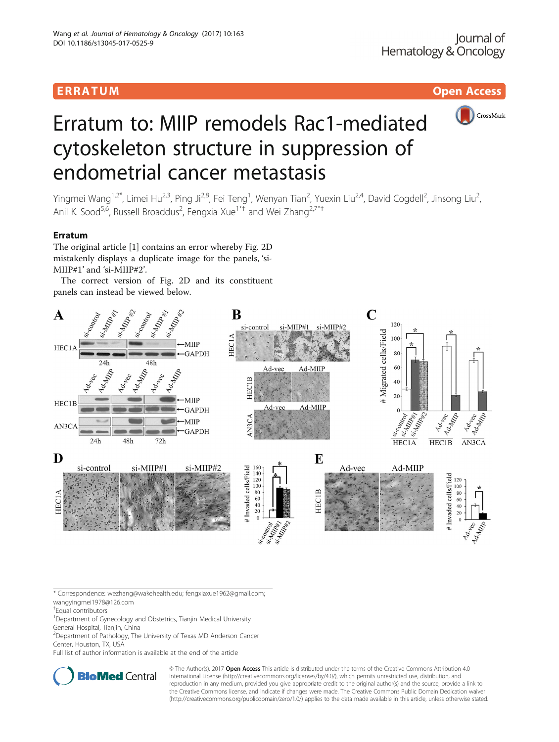ERRATUM Open Access

# Erratum to: MIIP remodels Rac1-mediated cytoskeleton structure in suppression of endometrial cancer metastasis

Yingmei Wang[1,2*], Limei Hu[2,3], Ping Ji[2,8], Fei Teng[1], Wenyan Tian[2], Yuexin Liu[2,4], David Cogdell[2], Jinsong Liu[2], Anil K. Sood[5,6], Russell Broaddus[2], Fengxia Xue[1*†] and Wei Zhang[2,7*†]

## Erratum

The original article [1] contains an error whereby Fig. 2D mistakenly displays a duplicate image for the panels, 'si-MIIP#1' and 'si-MIIP#2'.

The correct version of Fig. 2D and its constituent panels can instead be viewed below.

\* Correspondence: wezhang@wakehealth.edu; fengxiaxue1962@gmail.com; wangyingmei1978@126.com

†Equal contributors

[1]Department of Gynecology and Obstetrics, Tianjin Medical University General Hospital, Tianjin, China

[2]Department of Pathology, The University of Texas MD Anderson Cancer Center, Houston, TX, USA

Full list of author information is available at the end of the article

© The Author(s). 2017 **Open Access** This article is distributed under the terms of the Creative Commons Attribution 4.0 International License (http://creativecommons.org/licenses/by/4.0/), which permits unrestricted use, distribution, and reproduction in any medium, provided you give appropriate credit to the original author(s) and the source, provide a link to the Creative Commons license, and indicate if changes were made. The Creative Commons Public Domain Dedication waiver (http://creativecommons.org/publicdomain/zero/1.0/) applies to the data made available in this article, unless otherwise stated.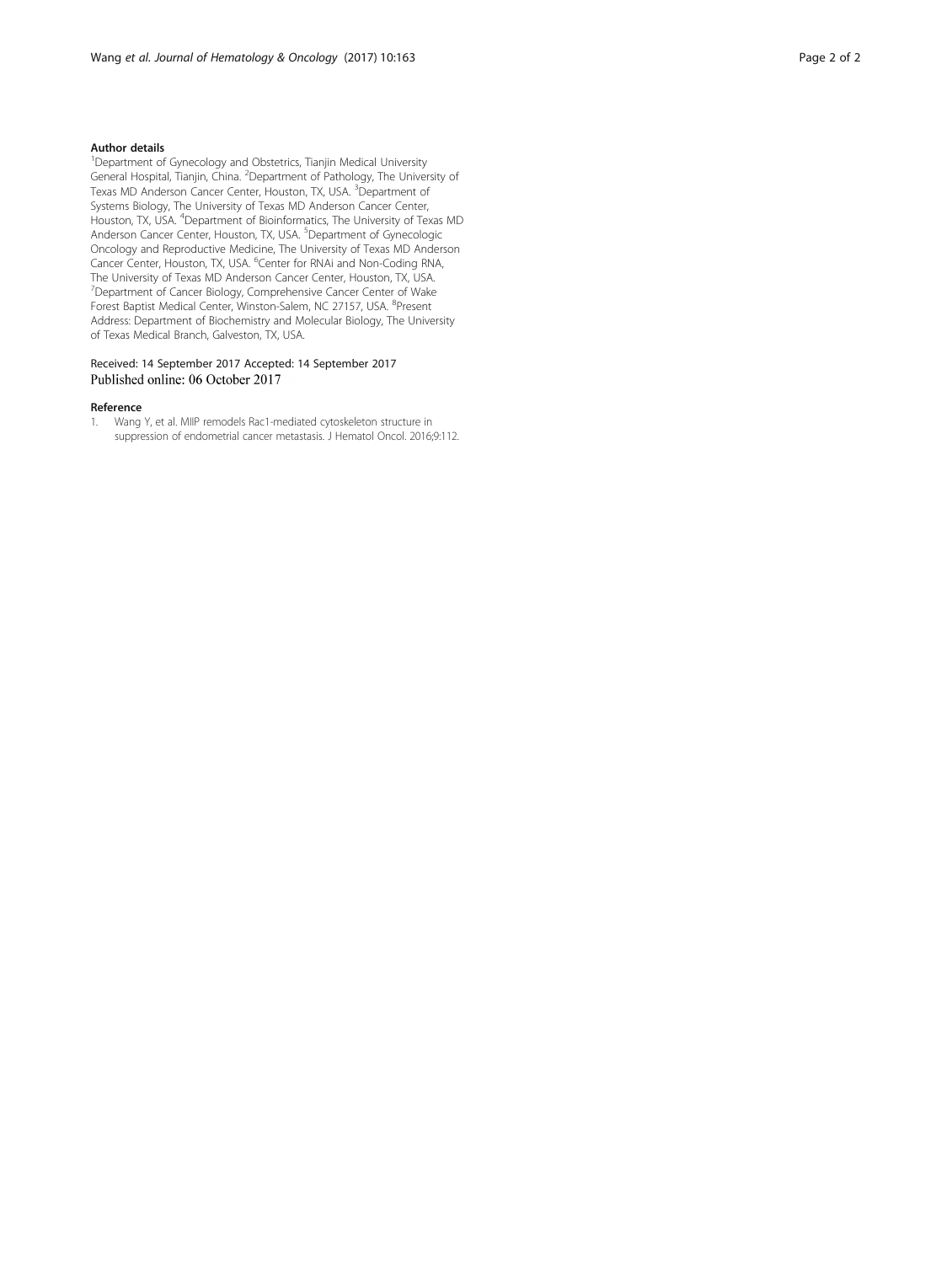#### Author details

[1]Department of Gynecology and Obstetrics, Tianjin Medical University General Hospital, Tianjin, China. [2]Department of Pathology, The University of Texas MD Anderson Cancer Center, Houston, TX, USA. [3]Department of Systems Biology, The University of Texas MD Anderson Cancer Center, Houston, TX, USA. [4]Department of Bioinformatics, The University of Texas MD Anderson Cancer Center, Houston, TX, USA. [5]Department of Gynecologic Oncology and Reproductive Medicine, The University of Texas MD Anderson Cancer Center, Houston, TX, USA. [6]Center for RNAi and Non-Coding RNA, The University of Texas MD Anderson Cancer Center, Houston, TX, USA. [7]Department of Cancer Biology, Comprehensive Cancer Center of Wake Forest Baptist Medical Center, Winston-Salem, NC 27157, USA. [8]Present Address: Department of Biochemistry and Molecular Biology, The University of Texas Medical Branch, Galveston, TX, USA.

Received: 14 September 2017 Accepted: 14 September 2017
Published online: 06 October 2017

#### Reference

1. Wang Y, et al. MIIP remodels Rac1-mediated cytoskeleton structure in suppression of endometrial cancer metastasis. J Hematol Oncol. 2016;9:112.